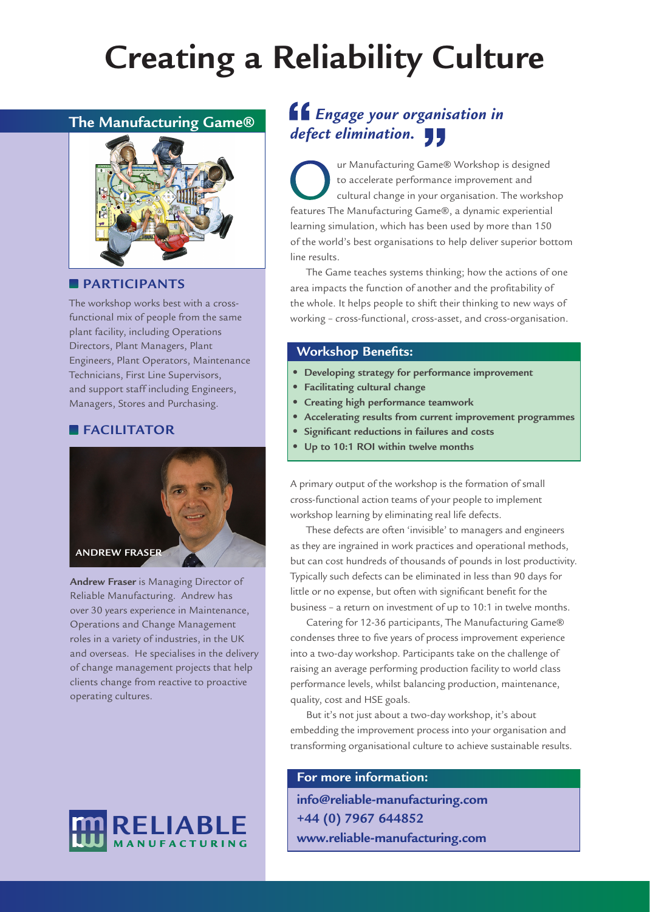# Creating a Reliability Culture

## The Manufacturing Game®

### PARTICIPANTS

The workshop works best with a cross-functional mix of people from the same plant facility, including Operations Directors, Plant Managers, Plant Engineers, Plant Operators, Maintenance Technicians, First Line Supervisors, and support staff including Engineers, Managers, Stores and Purchasing.

### FACILITATOR

ANDREW FRASER

**Andrew Fraser** is Managing Director of Reliable Manufacturing. Andrew has over 30 years experience in Maintenance, Operations and Change Management roles in a variety of industries, in the UK and overseas. He specialises in the delivery of change management projects that help clients change from reactive to proactive operating cultures.

RELIABLE MANUFACTURING

> ***Engage your organisation in defect elimination.***

Our Manufacturing Game® Workshop is designed to accelerate performance improvement and cultural change in your organisation. The workshop features The Manufacturing Game®, a dynamic experiential learning simulation, which has been used by more than 150 of the world's best organisations to help deliver superior bottom line results.

The Game teaches systems thinking; how the actions of one area impacts the function of another and the profitability of the whole. It helps people to shift their thinking to new ways of working – cross-functional, cross-asset, and cross-organisation.

### Workshop Benefits:

- **Developing strategy for performance improvement**
- **Facilitating cultural change**
- **Creating high performance teamwork**
- **Accelerating results from current improvement programmes**
- **Significant reductions in failures and costs**
- **Up to 10:1 ROI within twelve months**

A primary output of the workshop is the formation of small cross-functional action teams of your people to implement workshop learning by eliminating real life defects.

These defects are often 'invisible' to managers and engineers as they are ingrained in work practices and operational methods, but can cost hundreds of thousands of pounds in lost productivity. Typically such defects can be eliminated in less than 90 days for little or no expense, but often with significant benefit for the business – a return on investment of up to 10:1 in twelve months.

Catering for 12-36 participants, The Manufacturing Game® condenses three to five years of process improvement experience into a two-day workshop. Participants take on the challenge of raising an average performing production facility to world class performance levels, whilst balancing production, maintenance, quality, cost and HSE goals.

But it's not just about a two-day workshop, it's about embedding the improvement process into your organisation and transforming organisational culture to achieve sustainable results.

### For more information:

**info@reliable-manufacturing.com**
**+44 (0) 7967 644852**
**www.reliable-manufacturing.com**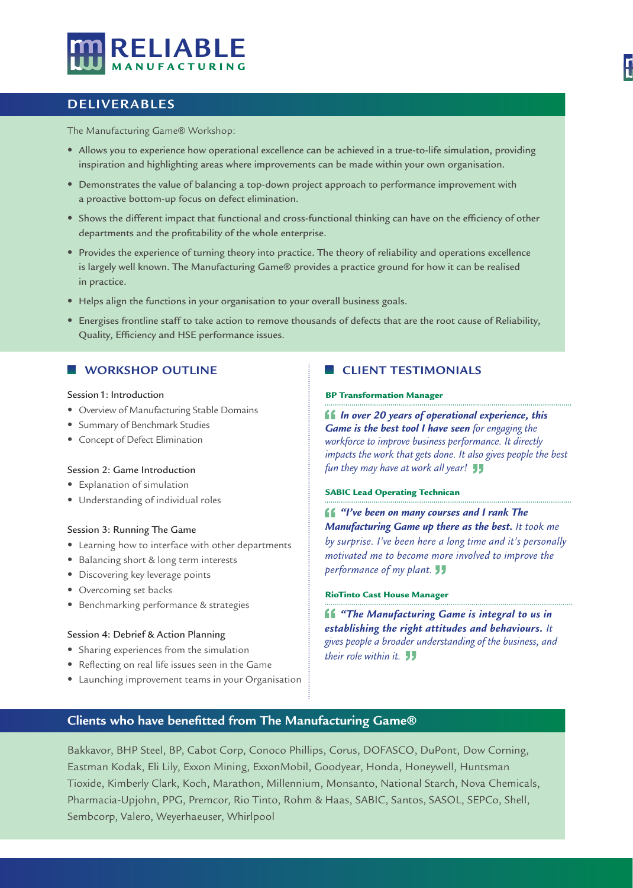# RELIABLE MANUFACTURING

## DELIVERABLES

The Manufacturing Game® Workshop:

- Allows you to experience how operational excellence can be achieved in a true-to-life simulation, providing inspiration and highlighting areas where improvements can be made within your own organisation.
- Demonstrates the value of balancing a top-down project approach to performance improvement with a proactive bottom-up focus on defect elimination.
- Shows the different impact that functional and cross-functional thinking can have on the efficiency of other departments and the profitability of the whole enterprise.
- Provides the experience of turning theory into practice. The theory of reliability and operations excellence is largely well known. The Manufacturing Game® provides a practice ground for how it can be realised in practice.
- Helps align the functions in your organisation to your overall business goals.
- Energises frontline staff to take action to remove thousands of defects that are the root cause of Reliability, Quality, Efficiency and HSE performance issues.

## WORKSHOP OUTLINE

Session 1: Introduction

- Overview of Manufacturing Stable Domains
- Summary of Benchmark Studies
- Concept of Defect Elimination

Session 2: Game Introduction

- Explanation of simulation
- Understanding of individual roles

Session 3: Running The Game

- Learning how to interface with other departments
- Balancing short & long term interests
- Discovering key leverage points
- Overcoming set backs
- Benchmarking performance & strategies

Session 4: Debrief & Action Planning

- Sharing experiences from the simulation
- Reflecting on real life issues seen in the Game
- Launching improvement teams in your Organisation

## CLIENT TESTIMONIALS

**BP Transformation Manager**

*"**In over 20 years of operational experience, this Game is the best tool I have seen** for engaging the workforce to improve business performance. It directly impacts the work that gets done. It also gives people the best fun they may have at work all year!"*

**SABIC Lead Operating Technican**

*"**"I've been on many courses and I rank The Manufacturing Game up there as the best.** It took me by surprise. I've been here a long time and it's personally motivated me to become more involved to improve the performance of my plant."*

**RioTinto Cast House Manager**

*"**"The Manufacturing Game is integral to us in establishing the right attitudes and behaviours.** It gives people a broader understanding of the business, and their role within it."*

## Clients who have benefitted from The Manufacturing Game®

Bakkavor, BHP Steel, BP, Cabot Corp, Conoco Phillips, Corus, DOFASCO, DuPont, Dow Corning, Eastman Kodak, Eli Lily, Exxon Mining, ExxonMobil, Goodyear, Honda, Honeywell, Huntsman Tioxide, Kimberly Clark, Koch, Marathon, Millennium, Monsanto, National Starch, Nova Chemicals, Pharmacia-Upjohn, PPG, Premcor, Rio Tinto, Rohm & Haas, SABIC, Santos, SASOL, SEPCo, Shell, Sembcorp, Valero, Weyerhaeuser, Whirlpool